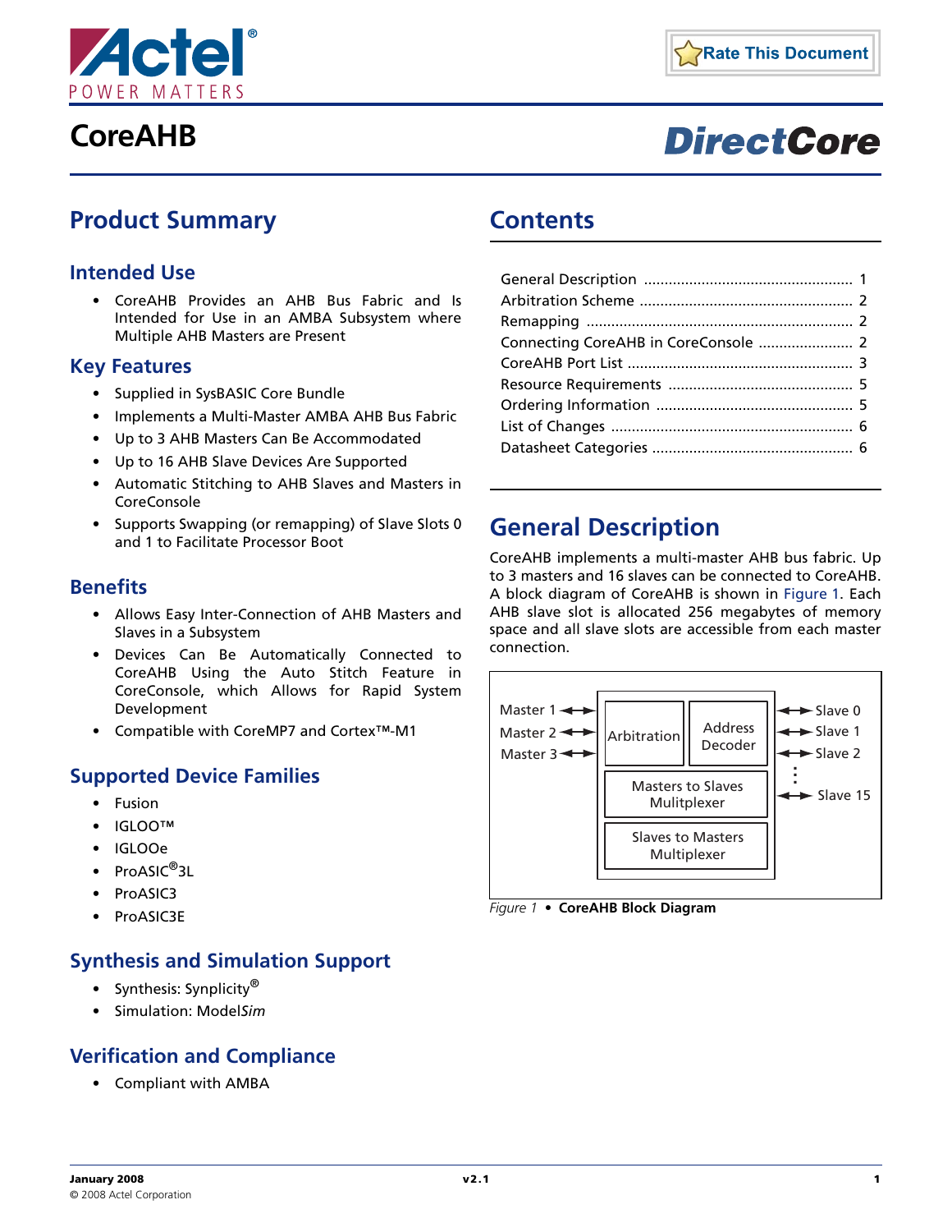# CoreAHB

# Product Summary

## Intended Use

- CoreAHB Provides an AHB Bus Fabric and Is Intended for Use in an AMBA Subsystem where Multiple AHB Masters are Present

## Key Features

- Supplied in SysBASIC Core Bundle
- Implements a Multi-Master AMBA AHB Bus Fabric
- Up to 3 AHB Masters Can Be Accommodated
- Up to 16 AHB Slave Devices Are Supported
- Automatic Stitching to AHB Slaves and Masters in CoreConsole
- Supports Swapping (or remapping) of Slave Slots 0 and 1 to Facilitate Processor Boot

## Benefits

- Allows Easy Inter-Connection of AHB Masters and Slaves in a Subsystem
- Devices Can Be Automatically Connected to CoreAHB Using the Auto Stitch Feature in CoreConsole, which Allows for Rapid System Development
- Compatible with CoreMP7 and Cortex™-M1

## Supported Device Families

- Fusion
- IGLOO™
- IGLOOe
- ProASIC®3L
- ProASIC3
- ProASIC3E

## Synthesis and Simulation Support

- Synthesis: Synplicity®
- Simulation: Model*Sim*

## Verification and Compliance

- Compliant with AMBA

# Contents

| | |
|---|---|
| General Description | 1 |
| Arbitration Scheme | 2 |
| Remapping | 2 |
| Connecting CoreAHB in CoreConsole | 2 |
| CoreAHB Port List | 3 |
| Resource Requirements | 5 |
| Ordering Information | 5 |
| List of Changes | 6 |
| Datasheet Categories | 6 |

# General Description

CoreAHB implements a multi-master AHB bus fabric. Up to 3 masters and 16 slaves can be connected to CoreAHB. A block diagram of CoreAHB is shown in Figure 1. Each AHB slave slot is allocated 256 megabytes of memory space and all slave slots are accessible from each master connection.

Master 1 / Master 2 / Master 3 ↔ [Arbitration | Address Decoder | Masters to Slaves Mulitplexer | Slaves to Masters Multiplexer] ↔ Slave 0 / Slave 1 / Slave 2 / ⋮ / Slave 15

*Figure 1* • **CoreAHB Block Diagram**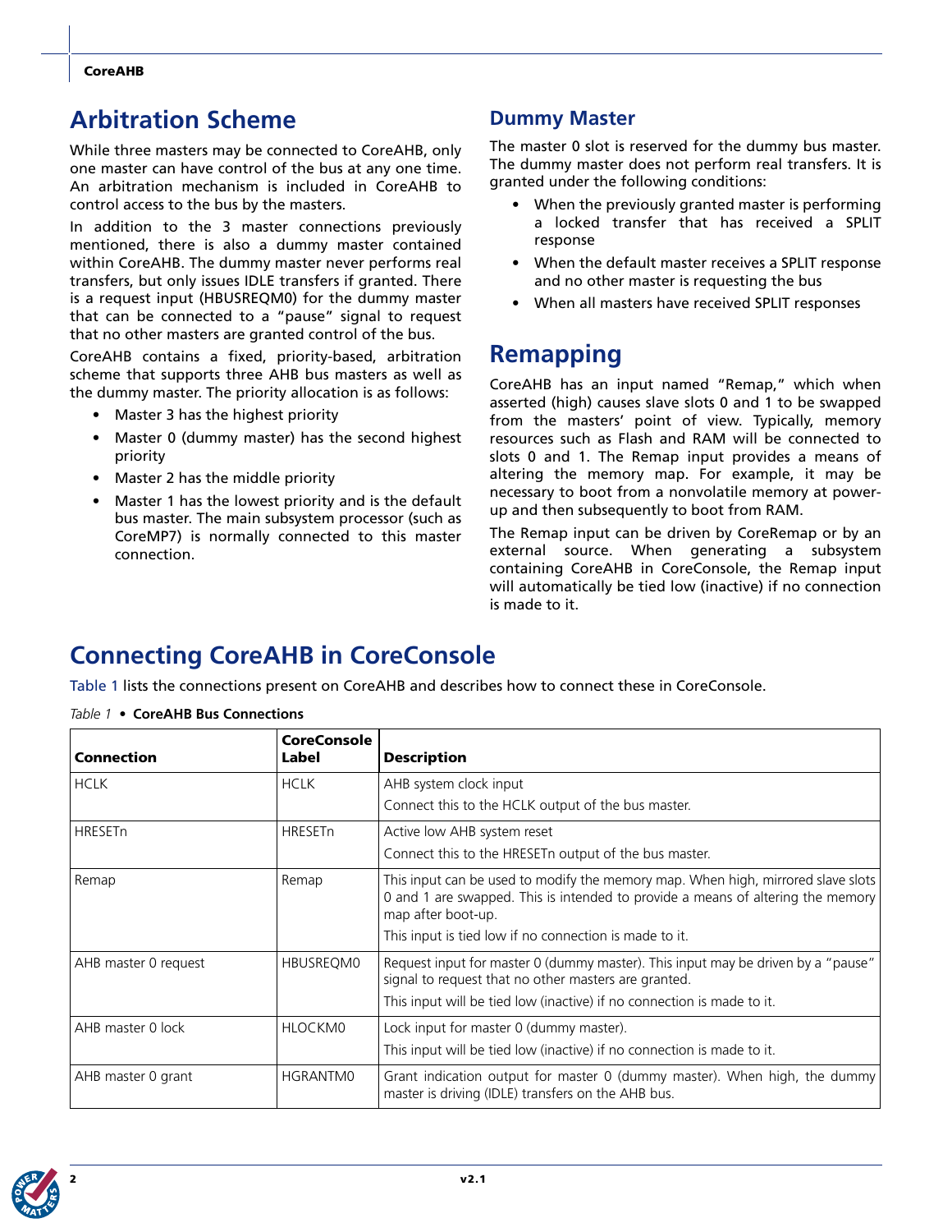## Arbitration Scheme

While three masters may be connected to CoreAHB, only one master can have control of the bus at any one time. An arbitration mechanism is included in CoreAHB to control access to the bus by the masters.

In addition to the 3 master connections previously mentioned, there is also a dummy master contained within CoreAHB. The dummy master never performs real transfers, but only issues IDLE transfers if granted. There is a request input (HBUSREQM0) for the dummy master that can be connected to a "pause" signal to request that no other masters are granted control of the bus.

CoreAHB contains a fixed, priority-based, arbitration scheme that supports three AHB bus masters as well as the dummy master. The priority allocation is as follows:

- Master 3 has the highest priority
- Master 0 (dummy master) has the second highest priority
- Master 2 has the middle priority
- Master 1 has the lowest priority and is the default bus master. The main subsystem processor (such as CoreMP7) is normally connected to this master connection.

### Dummy Master

The master 0 slot is reserved for the dummy bus master. The dummy master does not perform real transfers. It is granted under the following conditions:

- When the previously granted master is performing a locked transfer that has received a SPLIT response
- When the default master receives a SPLIT response and no other master is requesting the bus
- When all masters have received SPLIT responses

## Remapping

CoreAHB has an input named "Remap," which when asserted (high) causes slave slots 0 and 1 to be swapped from the masters' point of view. Typically, memory resources such as Flash and RAM will be connected to slots 0 and 1. The Remap input provides a means of altering the memory map. For example, it may be necessary to boot from a nonvolatile memory at power-up and then subsequently to boot from RAM.

The Remap input can be driven by CoreRemap or by an external source. When generating a subsystem containing CoreAHB in CoreConsole, the Remap input will automatically be tied low (inactive) if no connection is made to it.

## Connecting CoreAHB in CoreConsole

Table 1 lists the connections present on CoreAHB and describes how to connect these in CoreConsole.

*Table 1* • **CoreAHB Bus Connections**

| Connection | CoreConsole Label | Description |
|---|---|---|
| HCLK | HCLK | AHB system clock input<br>Connect this to the HCLK output of the bus master. |
| HRESETn | HRESETn | Active low AHB system reset<br>Connect this to the HRESETn output of the bus master. |
| Remap | Remap | This input can be used to modify the memory map. When high, mirrored slave slots 0 and 1 are swapped. This is intended to provide a means of altering the memory map after boot-up.<br>This input is tied low if no connection is made to it. |
| AHB master 0 request | HBUSREQM0 | Request input for master 0 (dummy master). This input may be driven by a "pause" signal to request that no other masters are granted.<br>This input will be tied low (inactive) if no connection is made to it. |
| AHB master 0 lock | HLOCKM0 | Lock input for master 0 (dummy master).<br>This input will be tied low (inactive) if no connection is made to it. |
| AHB master 0 grant | HGRANTM0 | Grant indication output for master 0 (dummy master). When high, the dummy master is driving (IDLE) transfers on the AHB bus. |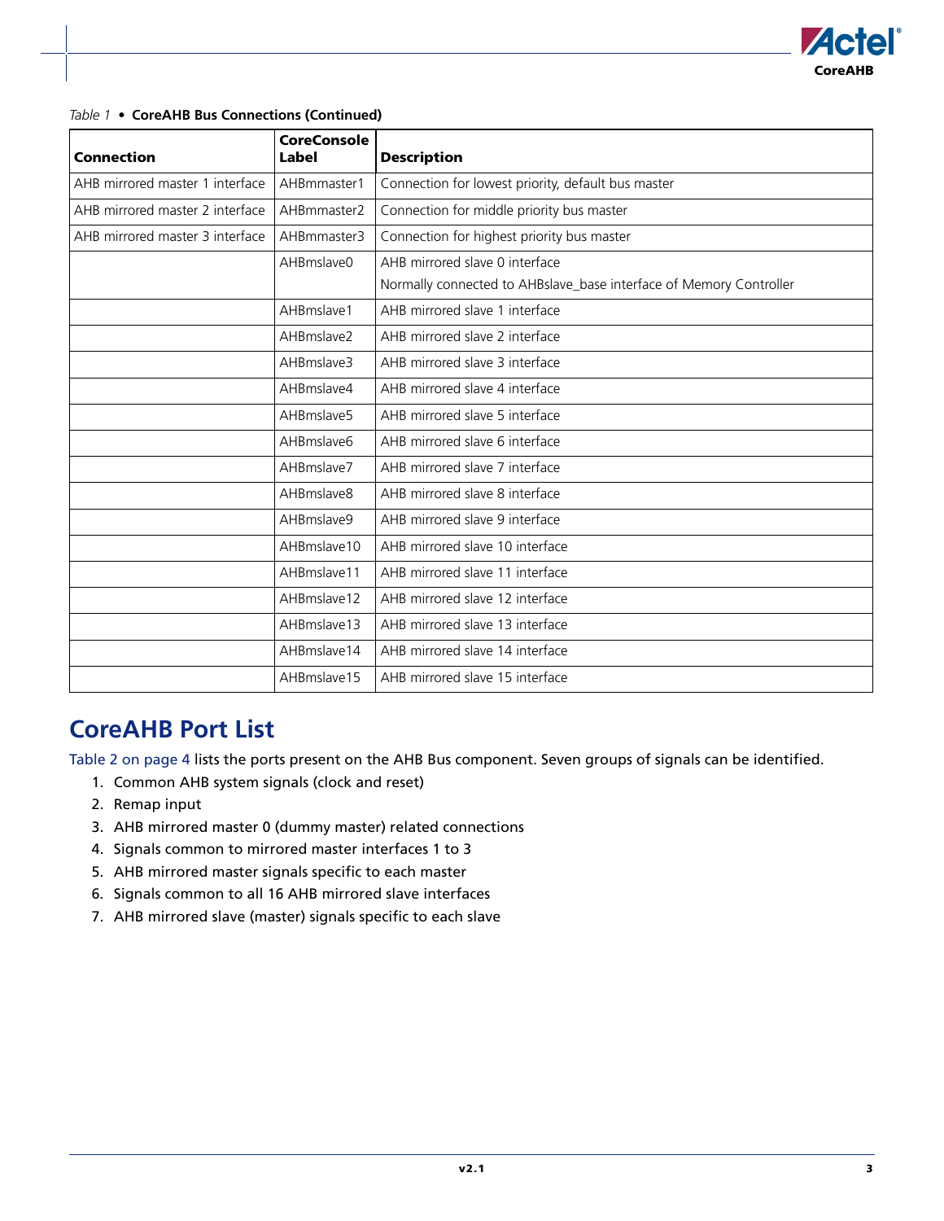*Table 1* • **CoreAHB Bus Connections (Continued)**

| Connection | CoreConsole Label | Description |
|---|---|---|
| AHB mirrored master 1 interface | AHBmmaster1 | Connection for lowest priority, default bus master |
| AHB mirrored master 2 interface | AHBmmaster2 | Connection for middle priority bus master |
| AHB mirrored master 3 interface | AHBmmaster3 | Connection for highest priority bus master |
| | AHBmslave0 | AHB mirrored slave 0 interface<br>Normally connected to AHBslave_base interface of Memory Controller |
| | AHBmslave1 | AHB mirrored slave 1 interface |
| | AHBmslave2 | AHB mirrored slave 2 interface |
| | AHBmslave3 | AHB mirrored slave 3 interface |
| | AHBmslave4 | AHB mirrored slave 4 interface |
| | AHBmslave5 | AHB mirrored slave 5 interface |
| | AHBmslave6 | AHB mirrored slave 6 interface |
| | AHBmslave7 | AHB mirrored slave 7 interface |
| | AHBmslave8 | AHB mirrored slave 8 interface |
| | AHBmslave9 | AHB mirrored slave 9 interface |
| | AHBmslave10 | AHB mirrored slave 10 interface |
| | AHBmslave11 | AHB mirrored slave 11 interface |
| | AHBmslave12 | AHB mirrored slave 12 interface |
| | AHBmslave13 | AHB mirrored slave 13 interface |
| | AHBmslave14 | AHB mirrored slave 14 interface |
| | AHBmslave15 | AHB mirrored slave 15 interface |

## CoreAHB Port List

Table 2 on page 4 lists the ports present on the AHB Bus component. Seven groups of signals can be identified.

1. Common AHB system signals (clock and reset)
2. Remap input
3. AHB mirrored master 0 (dummy master) related connections
4. Signals common to mirrored master interfaces 1 to 3
5. AHB mirrored master signals specific to each master
6. Signals common to all 16 AHB mirrored slave interfaces
7. AHB mirrored slave (master) signals specific to each slave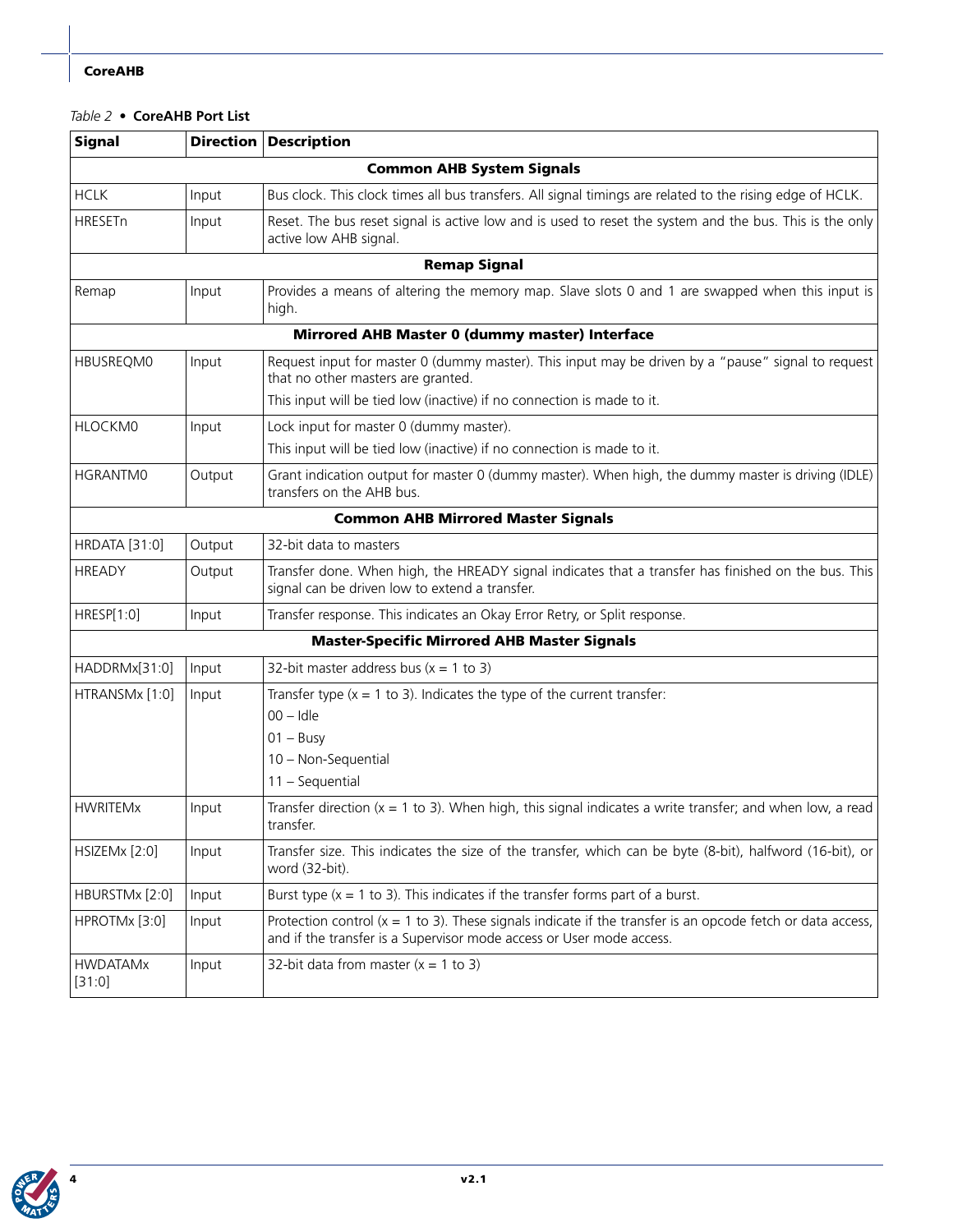*Table 2* • **CoreAHB Port List**

| Signal | Direction | Description |
|---|---|---|
| **Common AHB System Signals** | | |
| HCLK | Input | Bus clock. This clock times all bus transfers. All signal timings are related to the rising edge of HCLK. |
| HRESETn | Input | Reset. The bus reset signal is active low and is used to reset the system and the bus. This is the only active low AHB signal. |
| **Remap Signal** | | |
| Remap | Input | Provides a means of altering the memory map. Slave slots 0 and 1 are swapped when this input is high. |
| **Mirrored AHB Master 0 (dummy master) Interface** | | |
| HBUSREQM0 | Input | Request input for master 0 (dummy master). This input may be driven by a "pause" signal to request that no other masters are granted.<br>This input will be tied low (inactive) if no connection is made to it. |
| HLOCKM0 | Input | Lock input for master 0 (dummy master).<br>This input will be tied low (inactive) if no connection is made to it. |
| HGRANTM0 | Output | Grant indication output for master 0 (dummy master). When high, the dummy master is driving (IDLE) transfers on the AHB bus. |
| **Common AHB Mirrored Master Signals** | | |
| HRDATA [31:0] | Output | 32-bit data to masters |
| HREADY | Output | Transfer done. When high, the HREADY signal indicates that a transfer has finished on the bus. This signal can be driven low to extend a transfer. |
| HRESP[1:0] | Input | Transfer response. This indicates an Okay Error Retry, or Split response. |
| **Master-Specific Mirrored AHB Master Signals** | | |
| HADDRMx[31:0] | Input | 32-bit master address bus (x = 1 to 3) |
| HTRANSMx [1:0] | Input | Transfer type (x = 1 to 3). Indicates the type of the current transfer:<br>00 – Idle<br>01 – Busy<br>10 – Non-Sequential<br>11 – Sequential |
| HWRITEMx | Input | Transfer direction (x = 1 to 3). When high, this signal indicates a write transfer; and when low, a read transfer. |
| HSIZEMx [2:0] | Input | Transfer size. This indicates the size of the transfer, which can be byte (8-bit), halfword (16-bit), or word (32-bit). |
| HBURSTMx [2:0] | Input | Burst type (x = 1 to 3). This indicates if the transfer forms part of a burst. |
| HPROTMx [3:0] | Input | Protection control (x = 1 to 3). These signals indicate if the transfer is an opcode fetch or data access, and if the transfer is a Supervisor mode access or User mode access. |
| HWDATAMx [31:0] | Input | 32-bit data from master (x = 1 to 3) |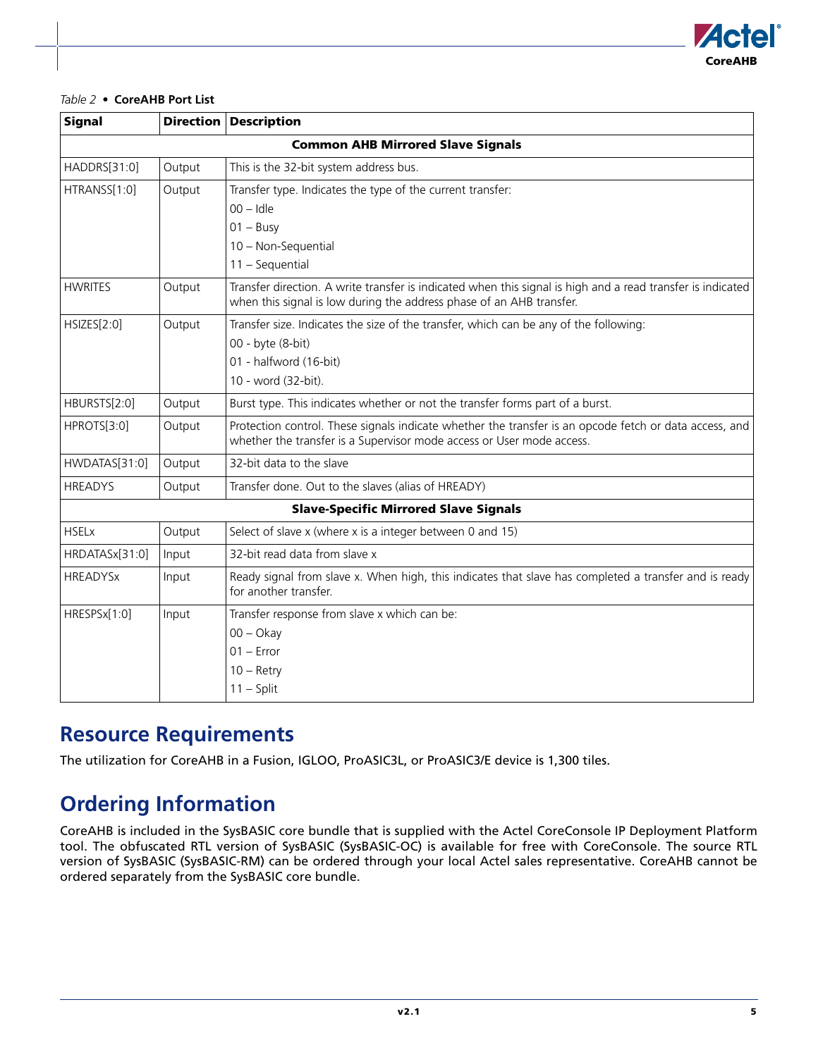*Table 2* • **CoreAHB Port List**

| Signal | Direction | Description |
|---|---|---|
| **Common AHB Mirrored Slave Signals** | | |
| HADDRS[31:0] | Output | This is the 32-bit system address bus. |
| HTRANSS[1:0] | Output | Transfer type. Indicates the type of the current transfer:<br>00 – Idle<br>01 – Busy<br>10 – Non-Sequential<br>11 – Sequential |
| HWRITES | Output | Transfer direction. A write transfer is indicated when this signal is high and a read transfer is indicated when this signal is low during the address phase of an AHB transfer. |
| HSIZES[2:0] | Output | Transfer size. Indicates the size of the transfer, which can be any of the following:<br>00 - byte (8-bit)<br>01 - halfword (16-bit)<br>10 - word (32-bit). |
| HBURSTS[2:0] | Output | Burst type. This indicates whether or not the transfer forms part of a burst. |
| HPROTS[3:0] | Output | Protection control. These signals indicate whether the transfer is an opcode fetch or data access, and whether the transfer is a Supervisor mode access or User mode access. |
| HWDATAS[31:0] | Output | 32-bit data to the slave |
| HREADYS | Output | Transfer done. Out to the slaves (alias of HREADY) |
| **Slave-Specific Mirrored Slave Signals** | | |
| HSELx | Output | Select of slave x (where x is a integer between 0 and 15) |
| HRDATASx[31:0] | Input | 32-bit read data from slave x |
| HREADYSx | Input | Ready signal from slave x. When high, this indicates that slave has completed a transfer and is ready for another transfer. |
| HRESPSx[1:0] | Input | Transfer response from slave x which can be:<br>00 – Okay<br>01 – Error<br>10 – Retry<br>11 – Split |

## Resource Requirements

The utilization for CoreAHB in a Fusion, IGLOO, ProASIC3L, or ProASIC3/E device is 1,300 tiles.

## Ordering Information

CoreAHB is included in the SysBASIC core bundle that is supplied with the Actel CoreConsole IP Deployment Platform tool. The obfuscated RTL version of SysBASIC (SysBASIC-OC) is available for free with CoreConsole. The source RTL version of SysBASIC (SysBASIC-RM) can be ordered through your local Actel sales representative. CoreAHB cannot be ordered separately from the SysBASIC core bundle.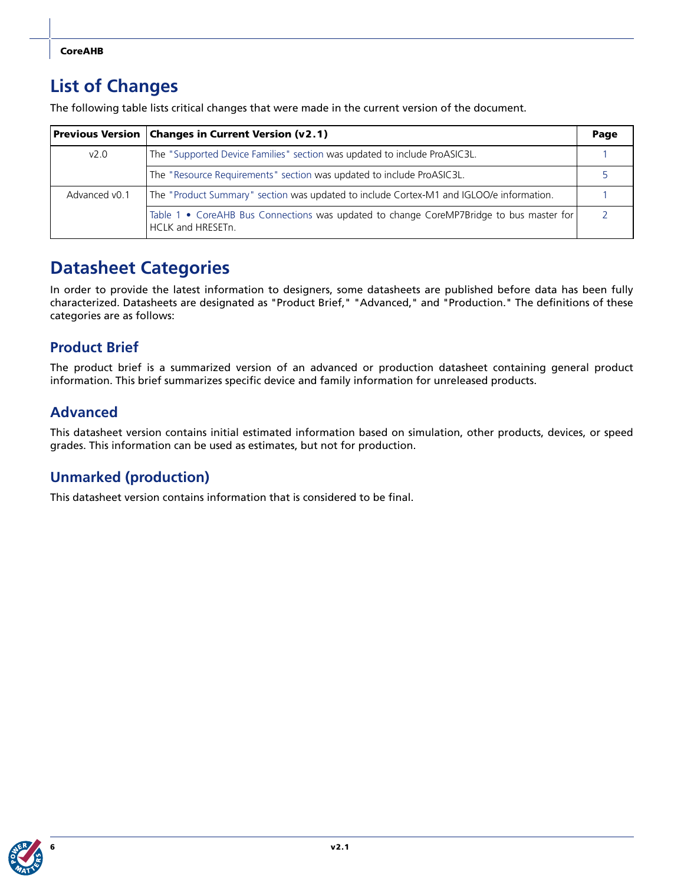## List of Changes

The following table lists critical changes that were made in the current version of the document.

| Previous Version | Changes in Current Version (v2.1) | Page |
|---|---|---|
| v2.0 | The "Supported Device Families" section was updated to include ProASIC3L. | 1 |
| | The "Resource Requirements" section was updated to include ProASIC3L. | 5 |
| Advanced v0.1 | The "Product Summary" section was updated to include Cortex-M1 and IGLOO/e information. | 1 |
| | Table 1 • CoreAHB Bus Connections was updated to change CoreMP7Bridge to bus master for HCLK and HRESETn. | 2 |

## Datasheet Categories

In order to provide the latest information to designers, some datasheets are published before data has been fully characterized. Datasheets are designated as "Product Brief," "Advanced," and "Production." The definitions of these categories are as follows:

### Product Brief

The product brief is a summarized version of an advanced or production datasheet containing general product information. This brief summarizes specific device and family information for unreleased products.

### Advanced

This datasheet version contains initial estimated information based on simulation, other products, devices, or speed grades. This information can be used as estimates, but not for production.

### Unmarked (production)

This datasheet version contains information that is considered to be final.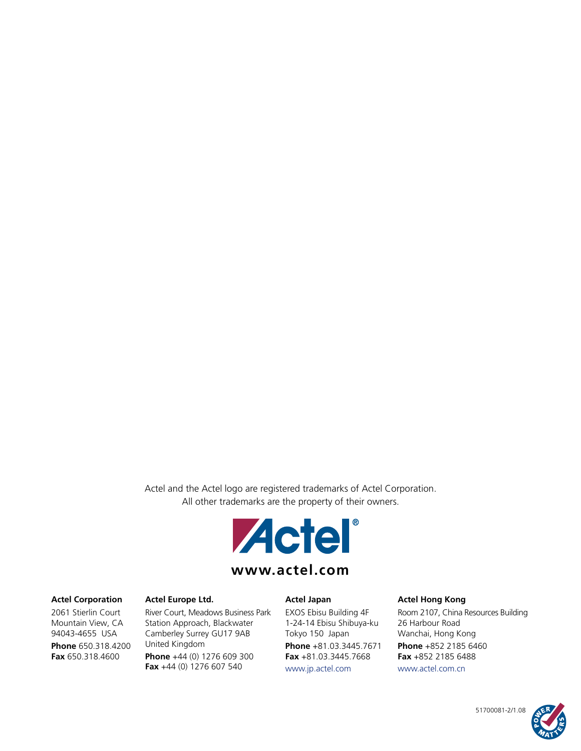Actel and the Actel logo are registered trademarks of Actel Corporation.
All other trademarks are the property of their owners.

**www.actel.com**

**Actel Corporation**

2061 Stierlin Court
Mountain View, CA
94043-4655 USA

**Phone** 650.318.4200
**Fax** 650.318.4600

**Actel Europe Ltd.**

River Court, Meadows Business Park
Station Approach, Blackwater
Camberley Surrey GU17 9AB
United Kingdom

**Phone** +44 (0) 1276 609 300
**Fax** +44 (0) 1276 607 540

**Actel Japan**

EXOS Ebisu Building 4F
1-24-14 Ebisu Shibuya-ku
Tokyo 150 Japan

**Phone** +81.03.3445.7671
**Fax** +81.03.3445.7668
www.jp.actel.com

**Actel Hong Kong**

Room 2107, China Resources Building
26 Harbour Road
Wanchai, Hong Kong

**Phone** +852 2185 6460
**Fax** +852 2185 6488
www.actel.com.cn

51700081-2/1.08